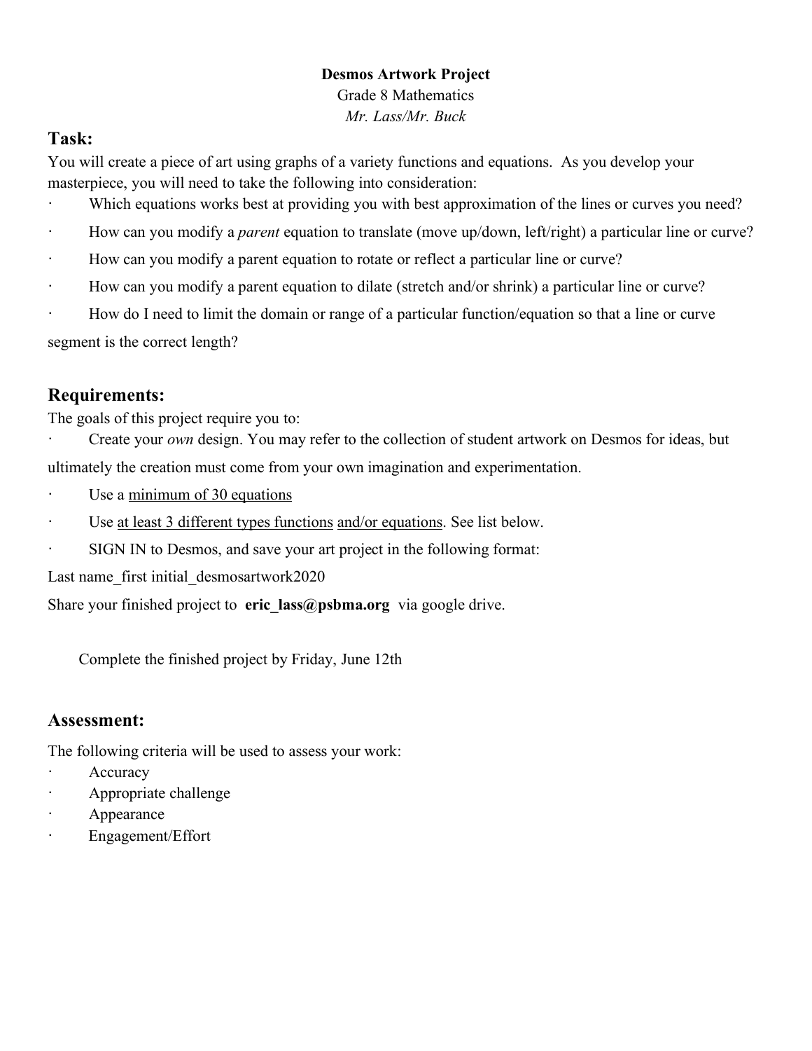**Desmos Artwork Project**

Grade 8 Mathematics

*Mr. Lass/Mr. Buck*

## Task:

You will create a piece of art using graphs of a variety functions and equations. As you develop your masterpiece, you will need to take the following into consideration:

- Which equations works best at providing you with best approximation of the lines or curves you need?
- How can you modify a *parent* equation to translate (move up/down, left/right) a particular line or curve?
- How can you modify a parent equation to rotate or reflect a particular line or curve?
- How can you modify a parent equation to dilate (stretch and/or shrink) a particular line or curve?
- How do I need to limit the domain or range of a particular function/equation so that a line or curve segment is the correct length?

## Requirements:

The goals of this project require you to:

- Create your *own* design. You may refer to the collection of student artwork on Desmos for ideas, but ultimately the creation must come from your own imagination and experimentation.
- Use a <u>minimum of 30 equations</u>
- Use <u>at least 3 different types functions</u> <u>and/or equations</u>. See list below.
- SIGN IN to Desmos, and save your art project in the following format:

Last name_first initial_desmosartwork2020

Share your finished project to **eric_lass@psbma.org** via google drive.

Complete the finished project by Friday, June 12th

## Assessment:

The following criteria will be used to assess your work:

- Accuracy
- Appropriate challenge
- Appearance
- Engagement/Effort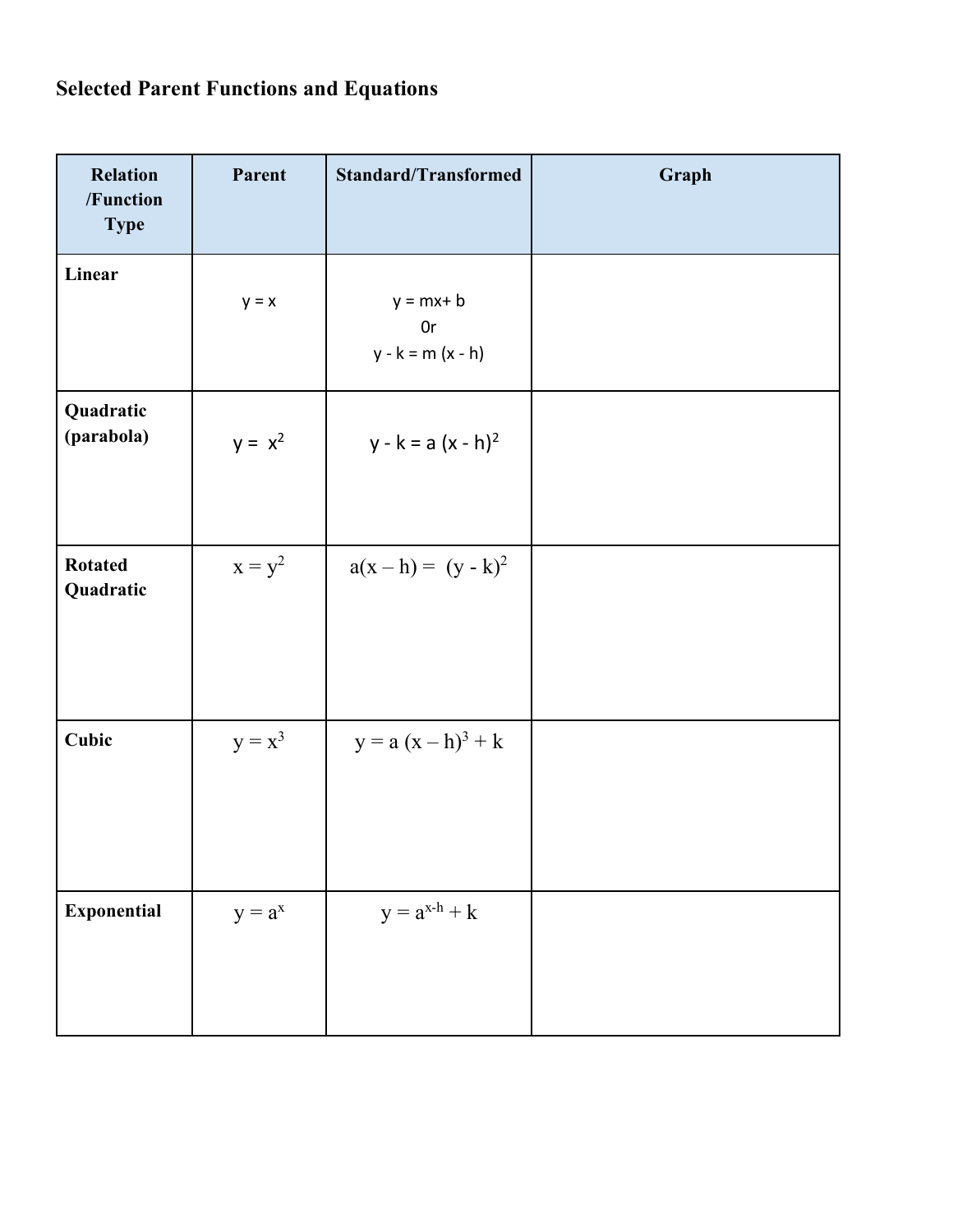## Selected Parent Functions and Equations

| Relation /Function Type | Parent | Standard/Transformed | Graph |
|---|---|---|---|
| **Linear** | $y = x$ | $y = mx + b$ Or $y - k = m(x - h)$ | |
| **Quadratic (parabola)** | $y = x^2$ | $y - k = a(x - h)^2$ | |
| **Rotated Quadratic** | $x = y^2$ | $a(x - h) = (y - k)^2$ | |
| **Cubic** | $y = x^3$ | $y = a(x - h)^3 + k$ | |
| **Exponential** | $y = a^x$ | $y = a^{x-h} + k$ | |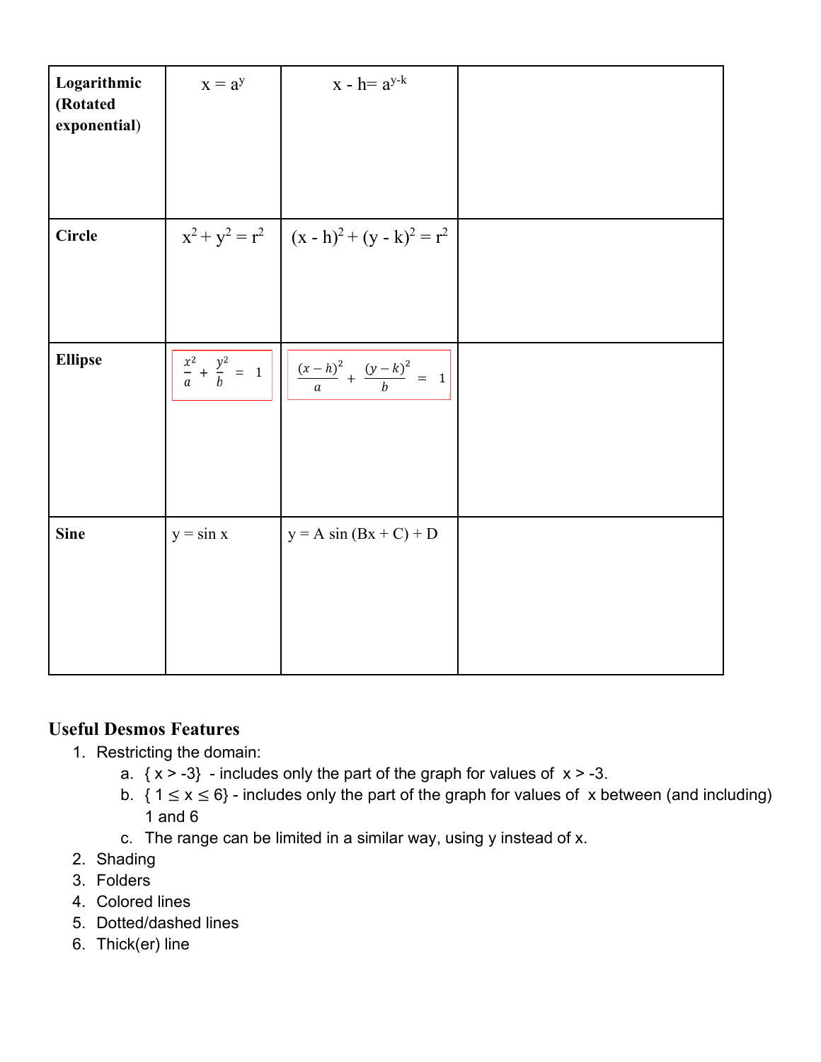| | | | |
|---|---|---|---|
| **Logarithmic (Rotated exponential)** | $x = a^y$ | $x - h = a^{y-k}$ | |
| **Circle** | $x^2 + y^2 = r^2$ | $(x - h)^2 + (y - k)^2 = r^2$ | |
| **Ellipse** | $\frac{x^2}{a} + \frac{y^2}{b} = 1$ | $\frac{(x-h)^2}{a} + \frac{(y-k)^2}{b} = 1$ | |
| **Sine** | $y = \sin x$ | $y = A \sin (Bx + C) + D$ | |

## Useful Desmos Features

1. Restricting the domain:
   a. { x > -3} - includes only the part of the graph for values of x > -3.
   b. { 1 ≤ x ≤ 6} - includes only the part of the graph for values of x between (and including) 1 and 6
   c. The range can be limited in a similar way, using y instead of x.
2. Shading
3. Folders
4. Colored lines
5. Dotted/dashed lines
6. Thick(er) line